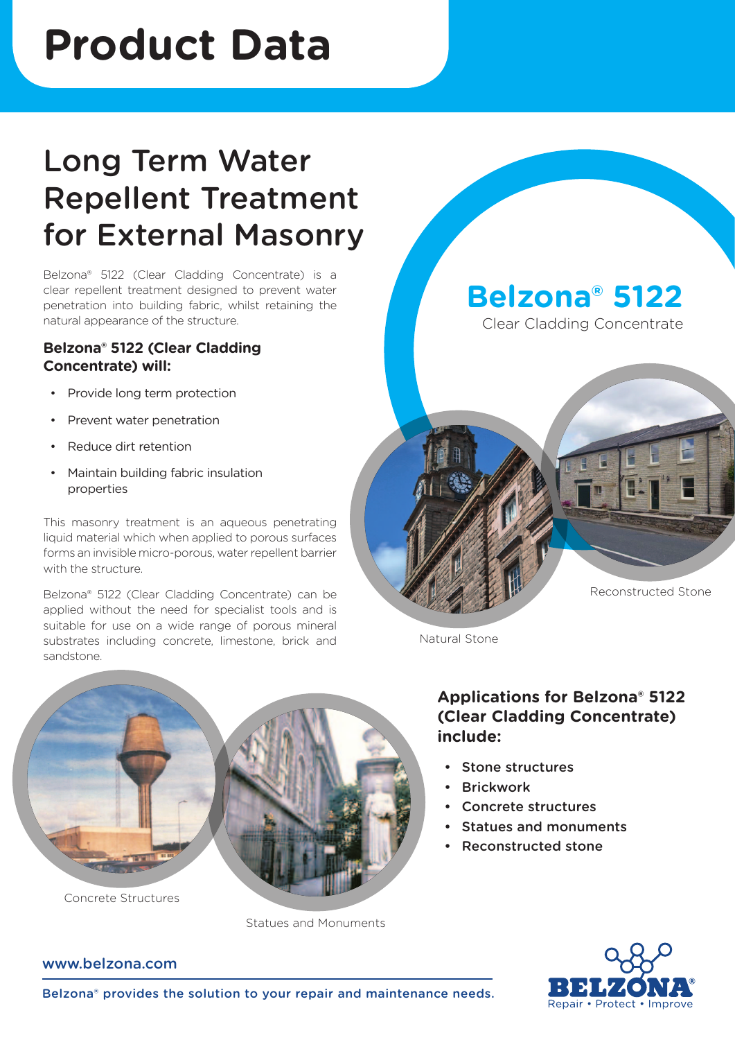# Product Data

## Long Term Water Repellent Treatment for External Masonry

Belzona® 5122 (Clear Cladding Concentrate) is a clear repellent treatment designed to prevent water penetration into building fabric, whilst retaining the natural appearance of the structure.

### Belzona® 5122 (Clear Cladding Concentrate) will:

- Provide long term protection
- Prevent water penetration
- Reduce dirt retention
- Maintain building fabric insulation properties

This masonry treatment is an aqueous penetrating liquid material which when applied to porous surfaces forms an invisible micro-porous, water repellent barrier with the structure.

Belzona® 5122 (Clear Cladding Concentrate) can be applied without the need for specialist tools and is suitable for use on a wide range of porous mineral substrates including concrete, limestone, brick and sandstone.

## Belzona® 5122

Clear Cladding Concentrate

Natural Stone

Reconstructed Stone

Concrete Structures

Statues and Monuments

### Applications for Belzona® 5122 (Clear Cladding Concentrate) include:

- **Stone structures**
- **Brickwork**
- **Concrete structures**
- **Statues and monuments**
- **Reconstructed stone**

www.belzona.com

Belzona® provides the solution to your repair and maintenance needs.

BELZONA® Repair • Protect • Improve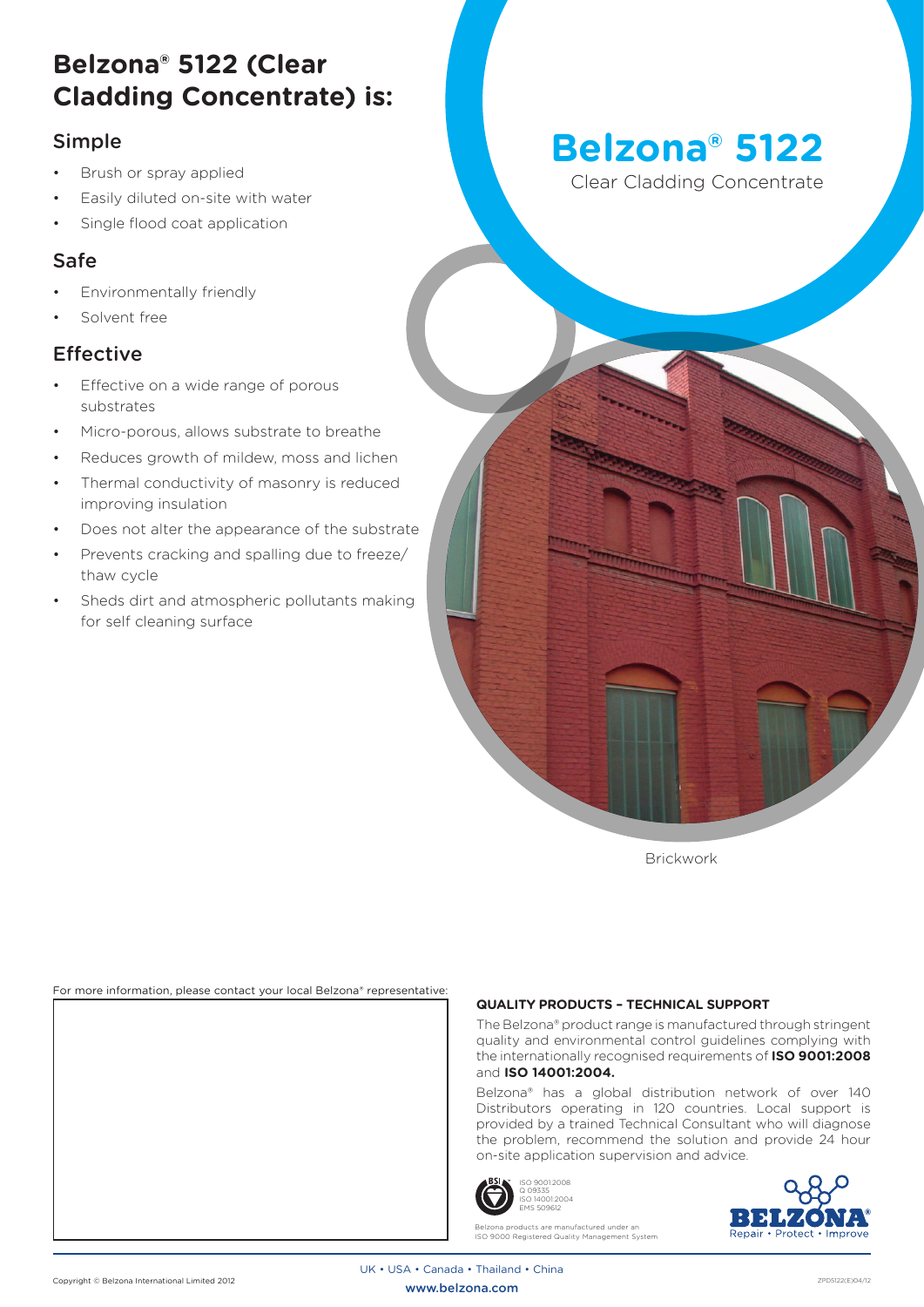## Belzona® 5122 (Clear Cladding Concentrate) is:

### Simple

- Brush or spray applied
- Easily diluted on-site with water
- Single flood coat application

### Safe

- Environmentally friendly
- Solvent free

### Effective

- Effective on a wide range of porous substrates
- Micro-porous, allows substrate to breathe
- Reduces growth of mildew, moss and lichen
- Thermal conductivity of masonry is reduced improving insulation
- Does not alter the appearance of the substrate
- Prevents cracking and spalling due to freeze/thaw cycle
- Sheds dirt and atmospheric pollutants making for self cleaning surface

# Belzona® 5122

Clear Cladding Concentrate

Brickwork

For more information, please contact your local Belzona® representative:

**QUALITY PRODUCTS – TECHNICAL SUPPORT**

The Belzona® product range is manufactured through stringent quality and environmental control guidelines complying with the internationally recognised requirements of **ISO 9001:2008** and **ISO 14001:2004.**

Belzona® has a global distribution network of over 140 Distributors operating in 120 countries. Local support is provided by a trained Technical Consultant who will diagnose the problem, recommend the solution and provide 24 hour on-site application supervision and advice.

ISO 9001:2008
Q 09335
ISO 14001:2004
EMS 509612

Belzona products are manufactured under an ISO 9000 Registered Quality Management System

BELZONA®
Repair • Protect • Improve

Copyright © Belzona International Limited 2012

UK • USA • Canada • Thailand • China

www.belzona.com

ZPD5122(E)04/12